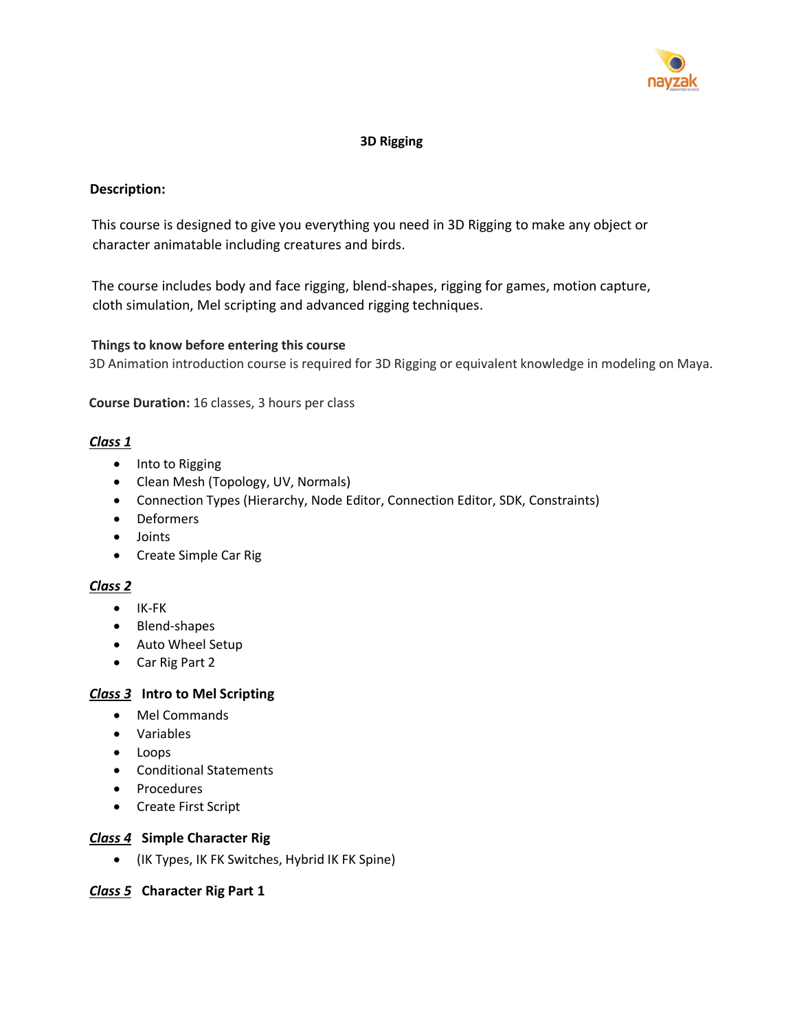# 3D Rigging

**Description:**

This course is designed to give you everything you need in 3D Rigging to make any object or character animatable including creatures and birds.

The course includes body and face rigging, blend-shapes, rigging for games, motion capture, cloth simulation, Mel scripting and advanced rigging techniques.

**Things to know before entering this course**

3D Animation introduction course is required for 3D Rigging or equivalent knowledge in modeling on Maya.

**Course Duration:** 16 classes, 3 hours per class

***Class 1***

- Into to Rigging
- Clean Mesh (Topology, UV, Normals)
- Connection Types (Hierarchy, Node Editor, Connection Editor, SDK, Constraints)
- Deformers
- Joints
- Create Simple Car Rig

***Class 2***

- IK-FK
- Blend-shapes
- Auto Wheel Setup
- Car Rig Part 2

***Class 3*** **Intro to Mel Scripting**

- Mel Commands
- Variables
- Loops
- Conditional Statements
- Procedures
- Create First Script

***Class 4*** **Simple Character Rig**

- (IK Types, IK FK Switches, Hybrid IK FK Spine)

***Class 5*** **Character Rig Part 1**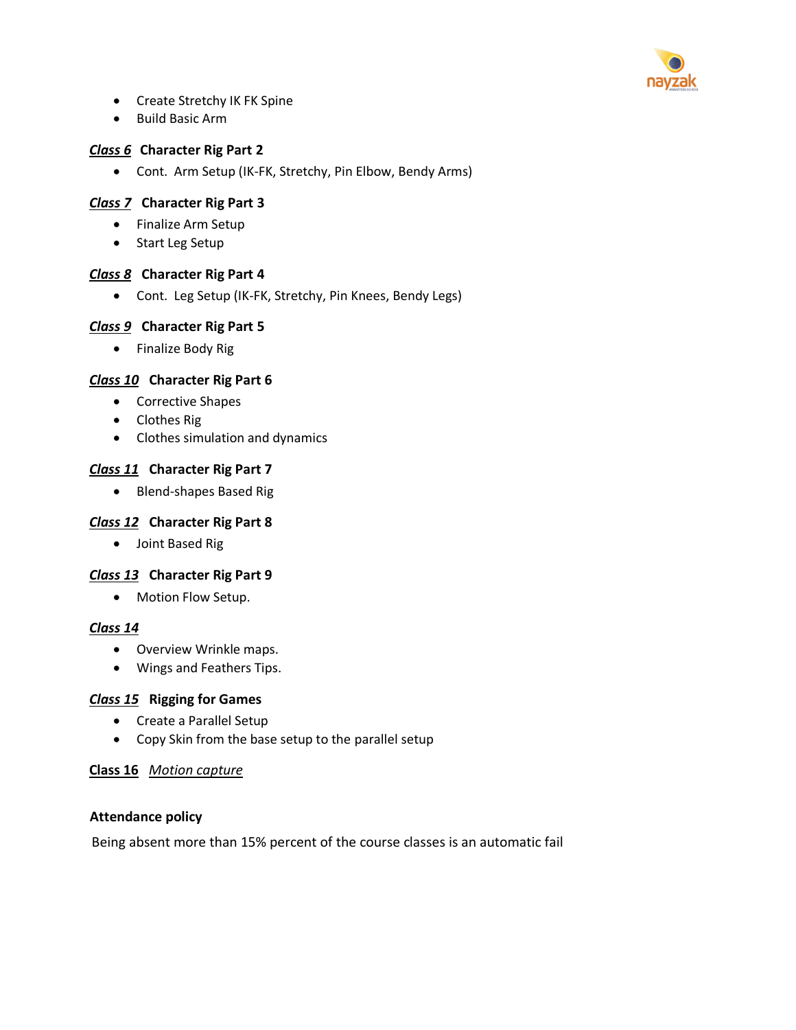- Create Stretchy IK FK Spine
- Build Basic Arm

***Class 6*** **Character Rig Part 2**

- Cont. Arm Setup (IK-FK, Stretchy, Pin Elbow, Bendy Arms)

***Class 7*** **Character Rig Part 3**

- Finalize Arm Setup
- Start Leg Setup

***Class 8*** **Character Rig Part 4**

- Cont. Leg Setup (IK-FK, Stretchy, Pin Knees, Bendy Legs)

***Class 9*** **Character Rig Part 5**

- Finalize Body Rig

***Class 10*** **Character Rig Part 6**

- Corrective Shapes
- Clothes Rig
- Clothes simulation and dynamics

***Class 11*** **Character Rig Part 7**

- Blend-shapes Based Rig

***Class 12*** **Character Rig Part 8**

- Joint Based Rig

***Class 13*** **Character Rig Part 9**

- Motion Flow Setup.

***Class 14***

- Overview Wrinkle maps.
- Wings and Feathers Tips.

***Class 15*** **Rigging for Games**

- Create a Parallel Setup
- Copy Skin from the base setup to the parallel setup

**Class 16** *Motion capture*

**Attendance policy**

Being absent more than 15% percent of the course classes is an automatic fail